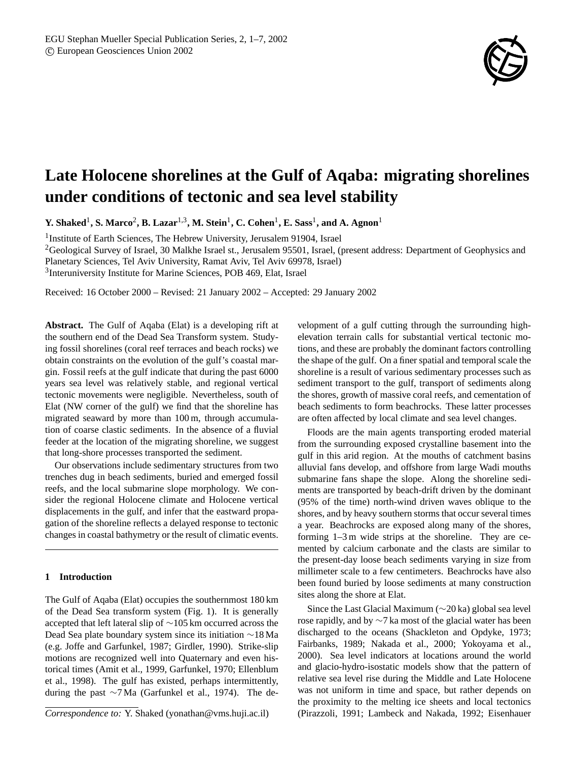# Late Holocene shorelines at the Gulf of Aqaba: migrating shorelines under conditions of tectonic and sea level stability

**Y. Shaked**[1], **S. Marco**[2], **B. Lazar**[1,3], **M. Stein**[1], **C. Cohen**[1], **E. Sass**[1], **and A. Agnon**[1]

[1]Institute of Earth Sciences, The Hebrew University, Jerusalem 91904, Israel

[2]Geological Survey of Israel, 30 Malkhe Israel st., Jerusalem 95501, Israel, (present address: Department of Geophysics and Planetary Sciences, Tel Aviv University, Ramat Aviv, Tel Aviv 69978, Israel)

[3]Interuniversity Institute for Marine Sciences, POB 469, Elat, Israel

Received: 16 October 2000 – Revised: 21 January 2002 – Accepted: 29 January 2002

**Abstract.** The Gulf of Aqaba (Elat) is a developing rift at the southern end of the Dead Sea Transform system. Studying fossil shorelines (coral reef terraces and beach rocks) we obtain constraints on the evolution of the gulf's coastal margin. Fossil reefs at the gulf indicate that during the past 6000 years sea level was relatively stable, and regional vertical tectonic movements were negligible. Nevertheless, south of Elat (NW corner of the gulf) we find that the shoreline has migrated seaward by more than 100 m, through accumulation of coarse clastic sediments. In the absence of a fluvial feeder at the location of the migrating shoreline, we suggest that long-shore processes transported the sediment.

Our observations include sedimentary structures from two trenches dug in beach sediments, buried and emerged fossil reefs, and the local submarine slope morphology. We consider the regional Holocene climate and Holocene vertical displacements in the gulf, and infer that the eastward propagation of the shoreline reflects a delayed response to tectonic changes in coastal bathymetry or the result of climatic events.

## 1 Introduction

The Gulf of Aqaba (Elat) occupies the southernmost 180 km of the Dead Sea transform system (Fig. 1). It is generally accepted that left lateral slip of ∼105 km occurred across the Dead Sea plate boundary system since its initiation ∼18 Ma (e.g. Joffe and Garfunkel, 1987; Girdler, 1990). Strike-slip motions are recognized well into Quaternary and even historical times (Amit et al., 1999, Garfunkel, 1970; Ellenblum et al., 1998). The gulf has existed, perhaps intermittently, during the past ∼7 Ma (Garfunkel et al., 1974). The development of a gulf cutting through the surrounding high-elevation terrain calls for substantial vertical tectonic motions, and these are probably the dominant factors controlling the shape of the gulf. On a finer spatial and temporal scale the shoreline is a result of various sedimentary processes such as sediment transport to the gulf, transport of sediments along the shores, growth of massive coral reefs, and cementation of beach sediments to form beachrocks. These latter processes are often affected by local climate and sea level changes.

Floods are the main agents transporting eroded material from the surrounding exposed crystalline basement into the gulf in this arid region. At the mouths of catchment basins alluvial fans develop, and offshore from large Wadi mouths submarine fans shape the slope. Along the shoreline sediments are transported by beach-drift driven by the dominant (95% of the time) north-wind driven waves oblique to the shores, and by heavy southern storms that occur several times a year. Beachrocks are exposed along many of the shores, forming 1–3 m wide strips at the shoreline. They are cemented by calcium carbonate and the clasts are similar to the present-day loose beach sediments varying in size from millimeter scale to a few centimeters. Beachrocks have also been found buried by loose sediments at many construction sites along the shore at Elat.

Since the Last Glacial Maximum (∼20 ka) global sea level rose rapidly, and by ∼7 ka most of the glacial water has been discharged to the oceans (Shackleton and Opdyke, 1973; Fairbanks, 1989; Nakada et al., 2000; Yokoyama et al., 2000). Sea level indicators at locations around the world and glacio-hydro-isostatic models show that the pattern of relative sea level rise during the Middle and Late Holocene was not uniform in time and space, but rather depends on the proximity to the melting ice sheets and local tectonics (Pirazzoli, 1991; Lambeck and Nakada, 1992; Eisenhauer

*Correspondence to:* Y. Shaked (yonathan@vms.huji.ac.il)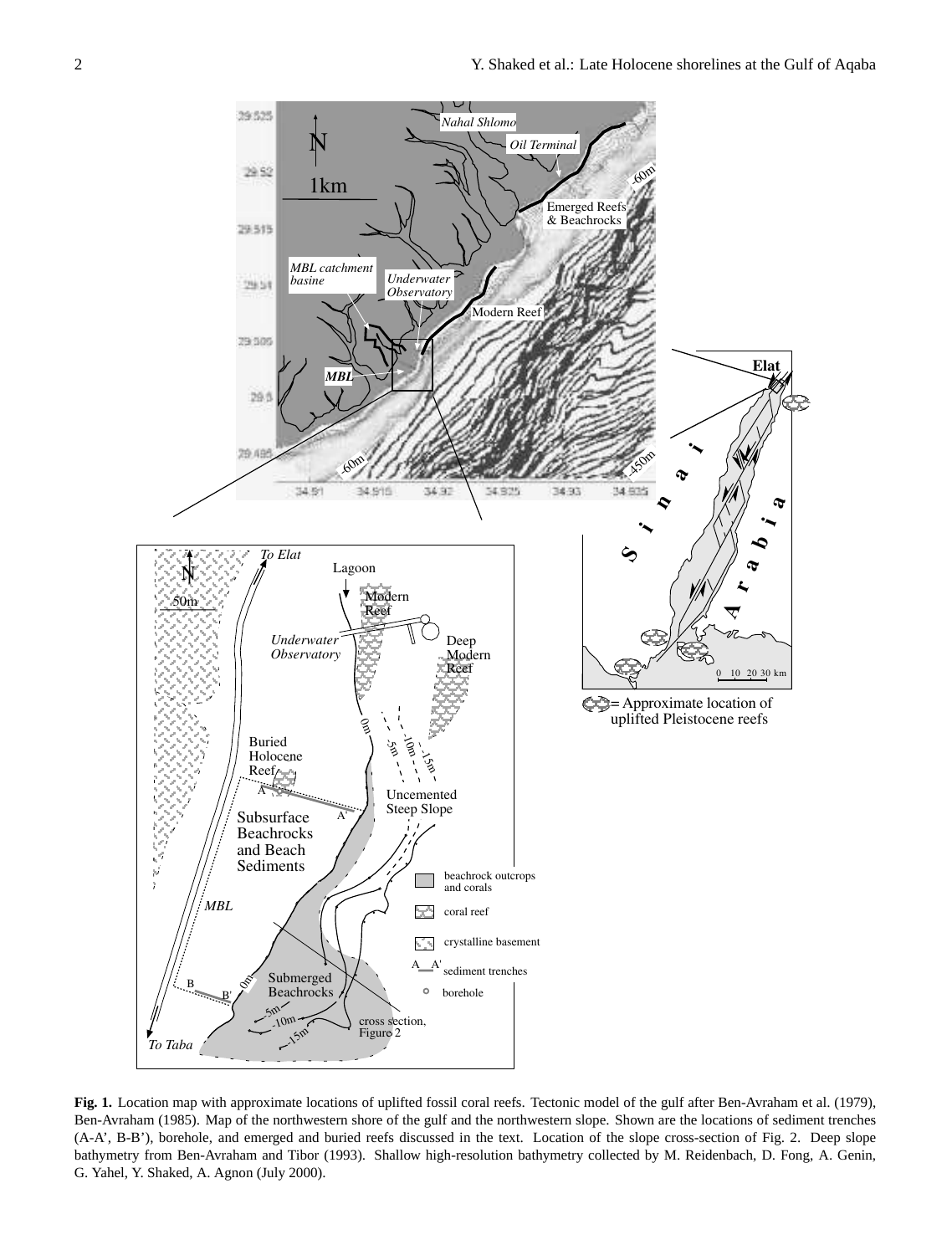**Fig. 1.** Location map with approximate locations of uplifted fossil coral reefs. Tectonic model of the gulf after Ben-Avraham et al. (1979), Ben-Avraham (1985). Map of the northwestern shore of the gulf and the northwestern slope. Shown are the locations of sediment trenches (A-A', B-B'), borehole, and emerged and buried reefs discussed in the text. Location of the slope cross-section of Fig. 2. Deep slope bathymetry from Ben-Avraham and Tibor (1993). Shallow high-resolution bathymetry collected by M. Reidenbach, D. Fong, A. Genin, G. Yahel, Y. Shaked, A. Agnon (July 2000).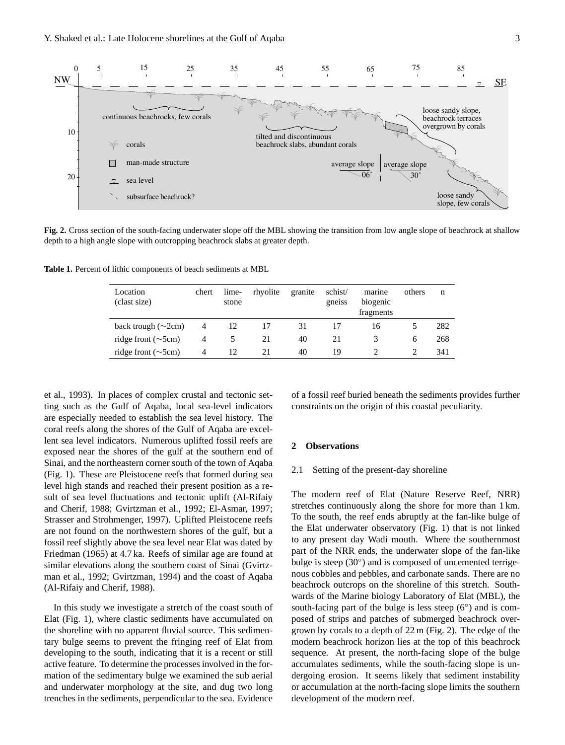**Fig. 2.** Cross section of the south-facing underwater slope off the MBL showing the transition from low angle slope of beachrock at shallow depth to a high angle slope with outcropping beachrock slabs at greater depth.

**Table 1.** Percent of lithic components of beach sediments at MBL

| Location (clast size) | chert | lime-stone | rhyolite | granite | schist/ gneiss | marine biogenic fragments | others | n |
|---|---|---|---|---|---|---|---|---|
| back trough (∼2cm) | 4 | 12 | 17 | 31 | 17 | 16 | 5 | 282 |
| ridge front (∼5cm) | 4 | 5 | 21 | 40 | 21 | 3 | 6 | 268 |
| ridge front (∼5cm) | 4 | 12 | 21 | 40 | 19 | 2 | 2 | 341 |

et al., 1993). In places of complex crustal and tectonic setting such as the Gulf of Aqaba, local sea-level indicators are especially needed to establish the sea level history. The coral reefs along the shores of the Gulf of Aqaba are excellent sea level indicators. Numerous uplifted fossil reefs are exposed near the shores of the gulf at the southern end of Sinai, and the northeastern corner south of the town of Aqaba (Fig. 1). These are Pleistocene reefs that formed during sea level high stands and reached their present position as a result of sea level fluctuations and tectonic uplift (Al-Rifaiy and Cherif, 1988; Gvirtzman et al., 1992; El-Asmar, 1997; Strasser and Strohmenger, 1997). Uplifted Pleistocene reefs are not found on the northwestern shores of the gulf, but a fossil reef slightly above the sea level near Elat was dated by Friedman (1965) at 4.7 ka. Reefs of similar age are found at similar elevations along the southern coast of Sinai (Gvirtzman et al., 1992; Gvirtzman, 1994) and the coast of Aqaba (Al-Rifaiy and Cherif, 1988).

In this study we investigate a stretch of the coast south of Elat (Fig. 1), where clastic sediments have accumulated on the shoreline with no apparent fluvial source. This sedimentary bulge seems to prevent the fringing reef of Elat from developing to the south, indicating that it is a recent or still active feature. To determine the processes involved in the formation of the sedimentary bulge we examined the sub aerial and underwater morphology at the site, and dug two long trenches in the sediments, perpendicular to the sea. Evidence of a fossil reef buried beneath the sediments provides further constraints on the origin of this coastal peculiarity.

## 2 Observations

### 2.1 Setting of the present-day shoreline

The modern reef of Elat (Nature Reserve Reef, NRR) stretches continuously along the shore for more than 1 km. To the south, the reef ends abruptly at the fan-like bulge of the Elat underwater observatory (Fig. 1) that is not linked to any present day Wadi mouth. Where the southernmost part of the NRR ends, the underwater slope of the fan-like bulge is steep (30°) and is composed of uncemented terrigenous cobbles and pebbles, and carbonate sands. There are no beachrock outcrops on the shoreline of this stretch. Southwards of the Marine biology Laboratory of Elat (MBL), the south-facing part of the bulge is less steep (6°) and is composed of strips and patches of submerged beachrock overgrown by corals to a depth of 22 m (Fig. 2). The edge of the modern beachrock horizon lies at the top of this beachrock sequence. At present, the north-facing slope of the bulge accumulates sediments, while the south-facing slope is undergoing erosion. It seems likely that sediment instability or accumulation at the north-facing slope limits the southern development of the modern reef.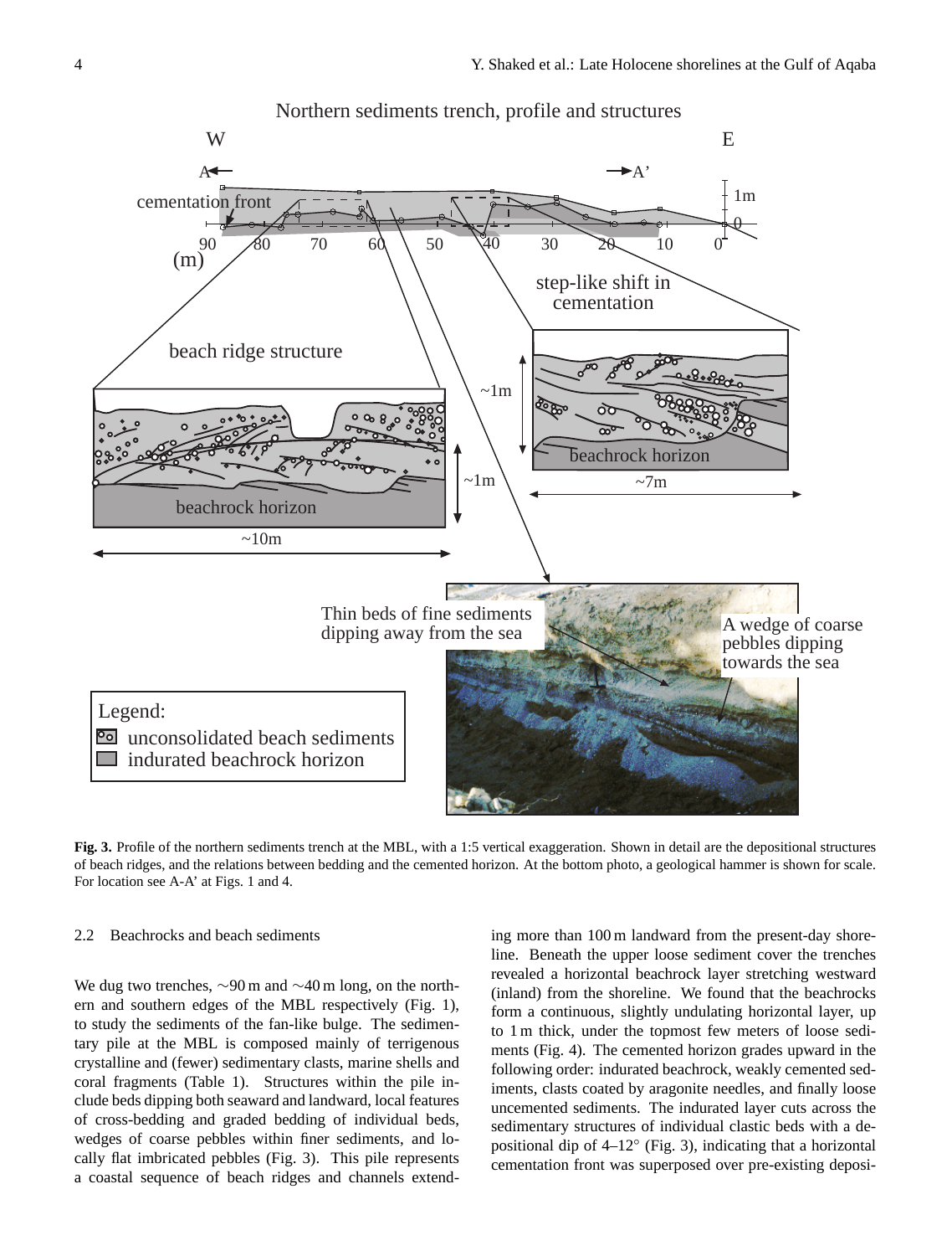**Fig. 3.** Profile of the northern sediments trench at the MBL, with a 1:5 vertical exaggeration. Shown in detail are the depositional structures of beach ridges, and the relations between bedding and the cemented horizon. At the bottom photo, a geological hammer is shown for scale. For location see A-A' at Figs. 1 and 4.

### 2.2 Beachrocks and beach sediments

We dug two trenches, ∼90 m and ∼40 m long, on the northern and southern edges of the MBL respectively (Fig. 1), to study the sediments of the fan-like bulge. The sedimentary pile at the MBL is composed mainly of terrigenous crystalline and (fewer) sedimentary clasts, marine shells and coral fragments (Table 1). Structures within the pile include beds dipping both seaward and landward, local features of cross-bedding and graded bedding of individual beds, wedges of coarse pebbles within finer sediments, and locally flat imbricated pebbles (Fig. 3). This pile represents a coastal sequence of beach ridges and channels extending more than 100 m landward from the present-day shoreline. Beneath the upper loose sediment cover the trenches revealed a horizontal beachrock layer stretching westward (inland) from the shoreline. We found that the beachrocks form a continuous, slightly undulating horizontal layer, up to 1 m thick, under the topmost few meters of loose sediments (Fig. 4). The cemented horizon grades upward in the following order: indurated beachrock, weakly cemented sediments, clasts coated by aragonite needles, and finally loose uncemented sediments. The indurated layer cuts across the sedimentary structures of individual clastic beds with a depositional dip of 4–12° (Fig. 3), indicating that a horizontal cementation front was superposed over pre-existing deposi-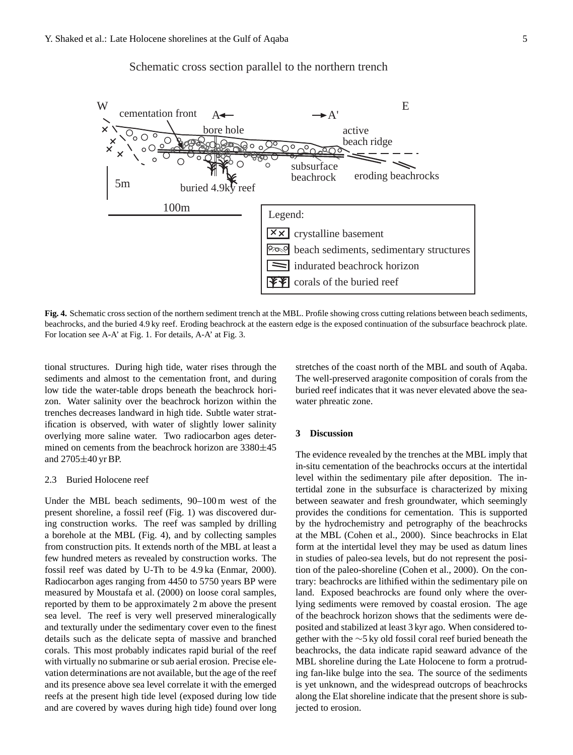Schematic cross section parallel to the northern trench

**Fig. 4.** Schematic cross section of the northern sediment trench at the MBL. Profile showing cross cutting relations between beach sediments, beachrocks, and the buried 4.9 ky reef. Eroding beachrock at the eastern edge is the exposed continuation of the subsurface beachrock plate. For location see A-A' at Fig. 1. For details, A-A' at Fig. 3.

tional structures. During high tide, water rises through the sediments and almost to the cementation front, and during low tide the water-table drops beneath the beachrock horizon. Water salinity over the beachrock horizon within the trenches decreases landward in high tide. Subtle water stratification is observed, with water of slightly lower salinity overlying more saline water. Two radiocarbon ages determined on cements from the beachrock horizon are 3380±45 and 2705±40 yr BP.

### 2.3 Buried Holocene reef

Under the MBL beach sediments, 90–100 m west of the present shoreline, a fossil reef (Fig. 1) was discovered during construction works. The reef was sampled by drilling a borehole at the MBL (Fig. 4), and by collecting samples from construction pits. It extends north of the MBL at least a few hundred meters as revealed by construction works. The fossil reef was dated by U-Th to be 4.9 ka (Enmar, 2000). Radiocarbon ages ranging from 4450 to 5750 years BP were measured by Moustafa et al. (2000) on loose coral samples, reported by them to be approximately 2 m above the present sea level. The reef is very well preserved mineralogically and texturally under the sedimentary cover even to the finest details such as the delicate septa of massive and branched corals. This most probably indicates rapid burial of the reef with virtually no submarine or sub aerial erosion. Precise elevation determinations are not available, but the age of the reef and its presence above sea level correlate it with the emerged reefs at the present high tide level (exposed during low tide and are covered by waves during high tide) found over long stretches of the coast north of the MBL and south of Aqaba. The well-preserved aragonite composition of corals from the buried reef indicates that it was never elevated above the seawater phreatic zone.

## 3 Discussion

The evidence revealed by the trenches at the MBL imply that in-situ cementation of the beachrocks occurs at the intertidal level within the sedimentary pile after deposition. The intertidal zone in the subsurface is characterized by mixing between seawater and fresh groundwater, which seemingly provides the conditions for cementation. This is supported by the hydrochemistry and petrography of the beachrocks at the MBL (Cohen et al., 2000). Since beachrocks in Elat form at the intertidal level they may be used as datum lines in studies of paleo-sea levels, but do not represent the position of the paleo-shoreline (Cohen et al., 2000). On the contrary: beachrocks are lithified within the sedimentary pile on land. Exposed beachrocks are found only where the overlying sediments were removed by coastal erosion. The age of the beachrock horizon shows that the sediments were deposited and stabilized at least 3 kyr ago. When considered together with the ∼5 ky old fossil coral reef buried beneath the beachrocks, the data indicate rapid seaward advance of the MBL shoreline during the Late Holocene to form a protruding fan-like bulge into the sea. The source of the sediments is yet unknown, and the widespread outcrops of beachrocks along the Elat shoreline indicate that the present shore is subjected to erosion.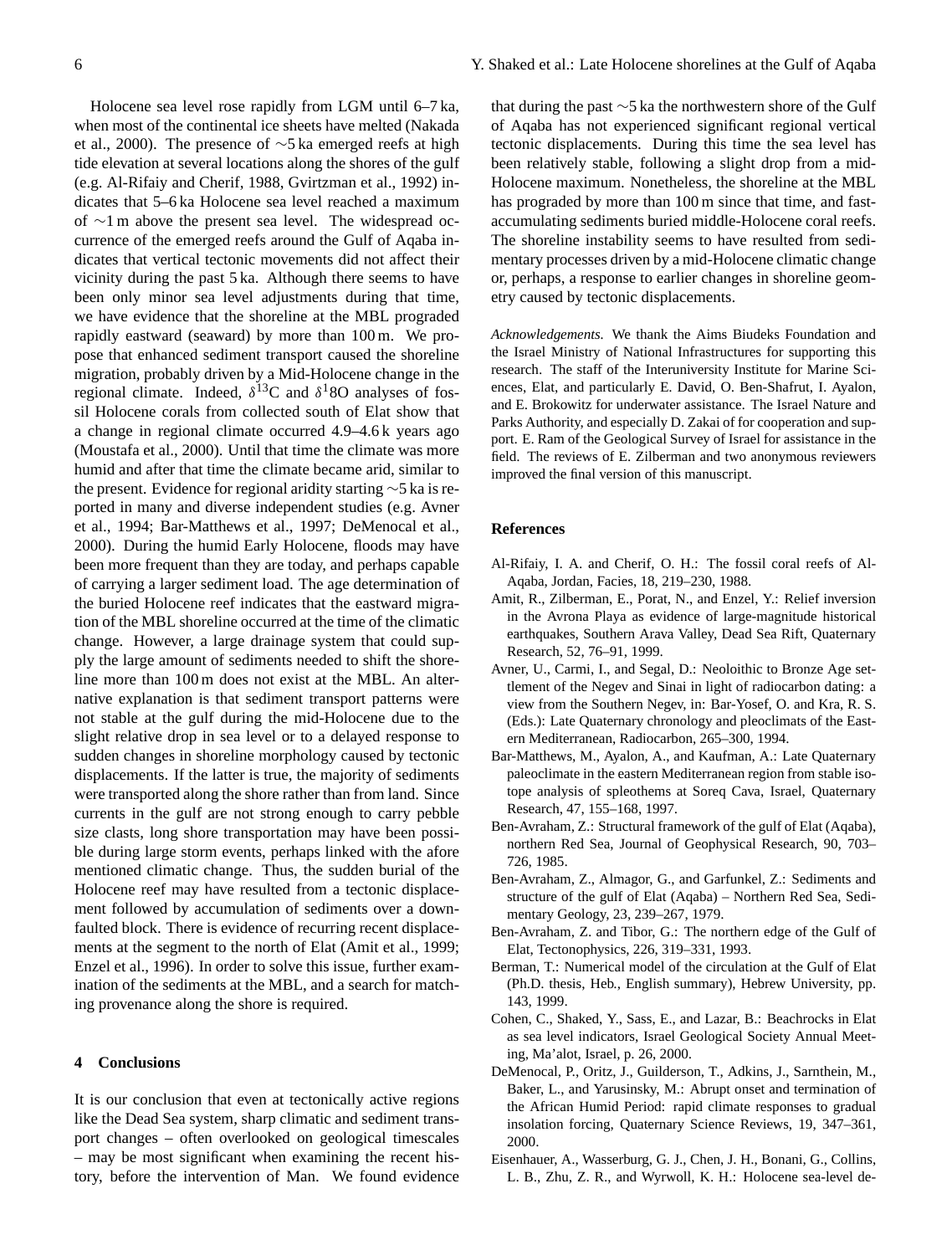Holocene sea level rose rapidly from LGM until 6–7 ka, when most of the continental ice sheets have melted (Nakada et al., 2000). The presence of ∼5 ka emerged reefs at high tide elevation at several locations along the shores of the gulf (e.g. Al-Rifaiy and Cherif, 1988, Gvirtzman et al., 1992) indicates that 5–6 ka Holocene sea level reached a maximum of ∼1 m above the present sea level. The widespread occurrence of the emerged reefs around the Gulf of Aqaba indicates that vertical tectonic movements did not affect their vicinity during the past 5 ka. Although there seems to have been only minor sea level adjustments during that time, we have evidence that the shoreline at the MBL prograded rapidly eastward (seaward) by more than 100 m. We propose that enhanced sediment transport caused the shoreline migration, probably driven by a Mid-Holocene change in the regional climate. Indeed, $\delta^{13}$C and $\delta^{1}$8O analyses of fossil Holocene corals from collected south of Elat show that a change in regional climate occurred 4.9–4.6 k years ago (Moustafa et al., 2000). Until that time the climate was more humid and after that time the climate became arid, similar to the present. Evidence for regional aridity starting ∼5 ka is reported in many and diverse independent studies (e.g. Avner et al., 1994; Bar-Matthews et al., 1997; DeMenocal et al., 2000). During the humid Early Holocene, floods may have been more frequent than they are today, and perhaps capable of carrying a larger sediment load. The age determination of the buried Holocene reef indicates that the eastward migration of the MBL shoreline occurred at the time of the climatic change. However, a large drainage system that could supply the large amount of sediments needed to shift the shoreline more than 100 m does not exist at the MBL. An alternative explanation is that sediment transport patterns were not stable at the gulf during the mid-Holocene due to the slight relative drop in sea level or to a delayed response to sudden changes in shoreline morphology caused by tectonic displacements. If the latter is true, the majority of sediments were transported along the shore rather than from land. Since currents in the gulf are not strong enough to carry pebble size clasts, long shore transportation may have been possible during large storm events, perhaps linked with the afore mentioned climatic change. Thus, the sudden burial of the Holocene reef may have resulted from a tectonic displacement followed by accumulation of sediments over a downfaulted block. There is evidence of recurring recent displacements at the segment to the north of Elat (Amit et al., 1999; Enzel et al., 1996). In order to solve this issue, further examination of the sediments at the MBL, and a search for matching provenance along the shore is required.

## 4 Conclusions

It is our conclusion that even at tectonically active regions like the Dead Sea system, sharp climatic and sediment transport changes – often overlooked on geological timescales – may be most significant when examining the recent history, before the intervention of Man. We found evidence that during the past ∼5 ka the northwestern shore of the Gulf of Aqaba has not experienced significant regional vertical tectonic displacements. During this time the sea level has been relatively stable, following a slight drop from a mid-Holocene maximum. Nonetheless, the shoreline at the MBL has prograded by more than 100 m since that time, and fast-accumulating sediments buried middle-Holocene coral reefs. The shoreline instability seems to have resulted from sedimentary processes driven by a mid-Holocene climatic change or, perhaps, a response to earlier changes in shoreline geometry caused by tectonic displacements.

*Acknowledgements.* We thank the Aims Biudeks Foundation and the Israel Ministry of National Infrastructures for supporting this research. The staff of the Interuniversity Institute for Marine Sciences, Elat, and particularly E. David, O. Ben-Shafrut, I. Ayalon, and E. Brokowitz for underwater assistance. The Israel Nature and Parks Authority, and especially D. Zakai of for cooperation and support. E. Ram of the Geological Survey of Israel for assistance in the field. The reviews of E. Zilberman and two anonymous reviewers improved the final version of this manuscript.

## References

Al-Rifaiy, I. A. and Cherif, O. H.: The fossil coral reefs of Al-Aqaba, Jordan, Facies, 18, 219–230, 1988.

Amit, R., Zilberman, E., Porat, N., and Enzel, Y.: Relief inversion in the Avrona Playa as evidence of large-magnitude historical earthquakes, Southern Arava Valley, Dead Sea Rift, Quaternary Research, 52, 76–91, 1999.

Avner, U., Carmi, I., and Segal, D.: Neoloithic to Bronze Age settlement of the Negev and Sinai in light of radiocarbon dating: a view from the Southern Negev, in: Bar-Yosef, O. and Kra, R. S. (Eds.): Late Quaternary chronology and pleoclimats of the Eastern Mediterranean, Radiocarbon, 265–300, 1994.

Bar-Matthews, M., Ayalon, A., and Kaufman, A.: Late Quaternary paleoclimate in the eastern Mediterranean region from stable isotope analysis of spleothems at Soreq Cava, Israel, Quaternary Research, 47, 155–168, 1997.

Ben-Avraham, Z.: Structural framework of the gulf of Elat (Aqaba), northern Red Sea, Journal of Geophysical Research, 90, 703–726, 1985.

Ben-Avraham, Z., Almagor, G., and Garfunkel, Z.: Sediments and structure of the gulf of Elat (Aqaba) – Northern Red Sea, Sedimentary Geology, 23, 239–267, 1979.

Ben-Avraham, Z. and Tibor, G.: The northern edge of the Gulf of Elat, Tectonophysics, 226, 319–331, 1993.

Berman, T.: Numerical model of the circulation at the Gulf of Elat (Ph.D. thesis, Heb., English summary), Hebrew University, pp. 143, 1999.

Cohen, C., Shaked, Y., Sass, E., and Lazar, B.: Beachrocks in Elat as sea level indicators, Israel Geological Society Annual Meeting, Ma'alot, Israel, p. 26, 2000.

DeMenocal, P., Oritz, J., Guilderson, T., Adkins, J., Sarnthein, M., Baker, L., and Yarusinsky, M.: Abrupt onset and termination of the African Humid Period: rapid climate responses to gradual insolation forcing, Quaternary Science Reviews, 19, 347–361, 2000.

Eisenhauer, A., Wasserburg, G. J., Chen, J. H., Bonani, G., Collins, L. B., Zhu, Z. R., and Wyrwoll, K. H.: Holocene sea-level de-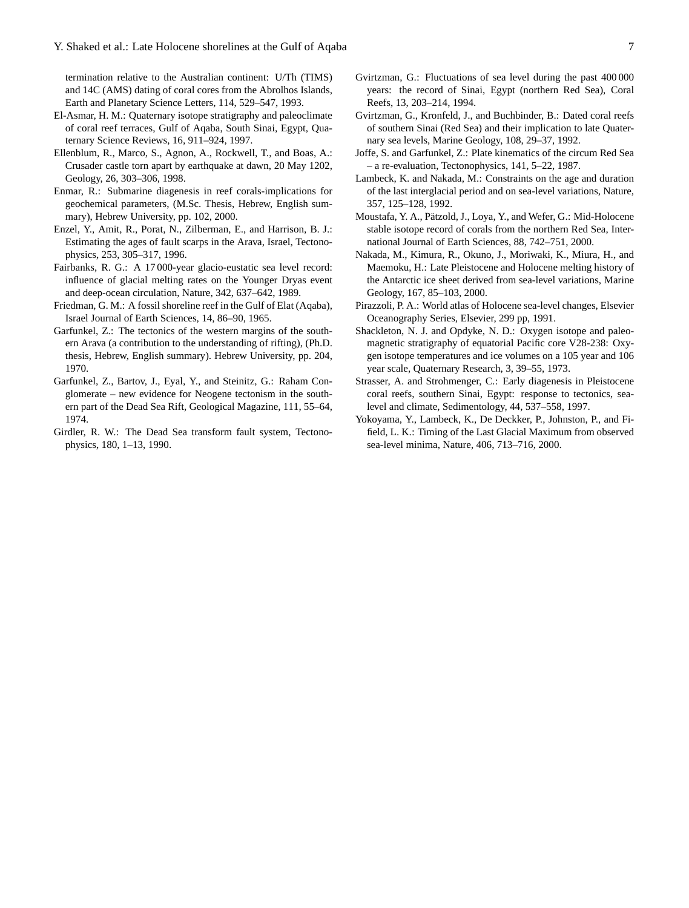termination relative to the Australian continent: U/Th (TIMS) and 14C (AMS) dating of coral cores from the Abrolhos Islands, Earth and Planetary Science Letters, 114, 529–547, 1993.

El-Asmar, H. M.: Quaternary isotope stratigraphy and paleoclimate of coral reef terraces, Gulf of Aqaba, South Sinai, Egypt, Quaternary Science Reviews, 16, 911–924, 1997.

Ellenblum, R., Marco, S., Agnon, A., Rockwell, T., and Boas, A.: Crusader castle torn apart by earthquake at dawn, 20 May 1202, Geology, 26, 303–306, 1998.

Enmar, R.: Submarine diagenesis in reef corals-implications for geochemical parameters, (M.Sc. Thesis, Hebrew, English summary), Hebrew University, pp. 102, 2000.

Enzel, Y., Amit, R., Porat, N., Zilberman, E., and Harrison, B. J.: Estimating the ages of fault scarps in the Arava, Israel, Tectonophysics, 253, 305–317, 1996.

Fairbanks, R. G.: A 17 000-year glacio-eustatic sea level record: influence of glacial melting rates on the Younger Dryas event and deep-ocean circulation, Nature, 342, 637–642, 1989.

Friedman, G. M.: A fossil shoreline reef in the Gulf of Elat (Aqaba), Israel Journal of Earth Sciences, 14, 86–90, 1965.

Garfunkel, Z.: The tectonics of the western margins of the southern Arava (a contribution to the understanding of rifting), (Ph.D. thesis, Hebrew, English summary). Hebrew University, pp. 204, 1970.

Garfunkel, Z., Bartov, J., Eyal, Y., and Steinitz, G.: Raham Conglomerate – new evidence for Neogene tectonism in the southern part of the Dead Sea Rift, Geological Magazine, 111, 55–64, 1974.

Girdler, R. W.: The Dead Sea transform fault system, Tectonophysics, 180, 1–13, 1990.

Gvirtzman, G.: Fluctuations of sea level during the past 400 000 years: the record of Sinai, Egypt (northern Red Sea), Coral Reefs, 13, 203–214, 1994.

Gvirtzman, G., Kronfeld, J., and Buchbinder, B.: Dated coral reefs of southern Sinai (Red Sea) and their implication to late Quaternary sea levels, Marine Geology, 108, 29–37, 1992.

Joffe, S. and Garfunkel, Z.: Plate kinematics of the circum Red Sea – a re-evaluation, Tectonophysics, 141, 5–22, 1987.

Lambeck, K. and Nakada, M.: Constraints on the age and duration of the last interglacial period and on sea-level variations, Nature, 357, 125–128, 1992.

Moustafa, Y. A., Pätzold, J., Loya, Y., and Wefer, G.: Mid-Holocene stable isotope record of corals from the northern Red Sea, International Journal of Earth Sciences, 88, 742–751, 2000.

Nakada, M., Kimura, R., Okuno, J., Moriwaki, K., Miura, H., and Maemoku, H.: Late Pleistocene and Holocene melting history of the Antarctic ice sheet derived from sea-level variations, Marine Geology, 167, 85–103, 2000.

Pirazzoli, P. A.: World atlas of Holocene sea-level changes, Elsevier Oceanography Series, Elsevier, 299 pp, 1991.

Shackleton, N. J. and Opdyke, N. D.: Oxygen isotope and paleomagnetic stratigraphy of equatorial Pacific core V28-238: Oxygen isotope temperatures and ice volumes on a 105 year and 106 year scale, Quaternary Research, 3, 39–55, 1973.

Strasser, A. and Strohmenger, C.: Early diagenesis in Pleistocene coral reefs, southern Sinai, Egypt: response to tectonics, sea-level and climate, Sedimentology, 44, 537–558, 1997.

Yokoyama, Y., Lambeck, K., De Deckker, P., Johnston, P., and Fifield, L. K.: Timing of the Last Glacial Maximum from observed sea-level minima, Nature, 406, 713–716, 2000.